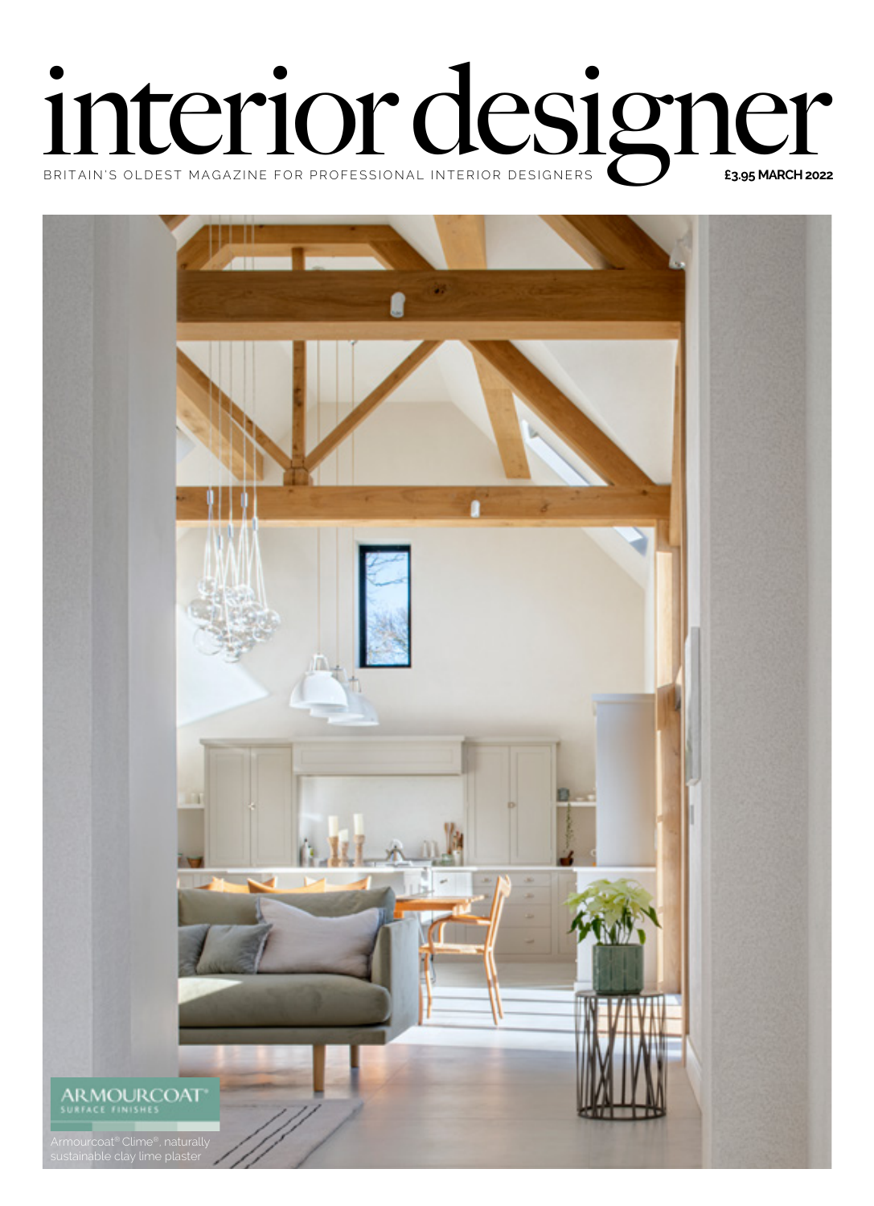# interior designer

BRITAIN'S OLDEST MAGAZINE FOR PROFESSIONAL INTERIOR DESIGNERS

**£3.95 MARCH 2022**

ARMOURCOAT® SURFACE FINISHES

Armourcoat® Clime®, naturally sustainable clay lime plaster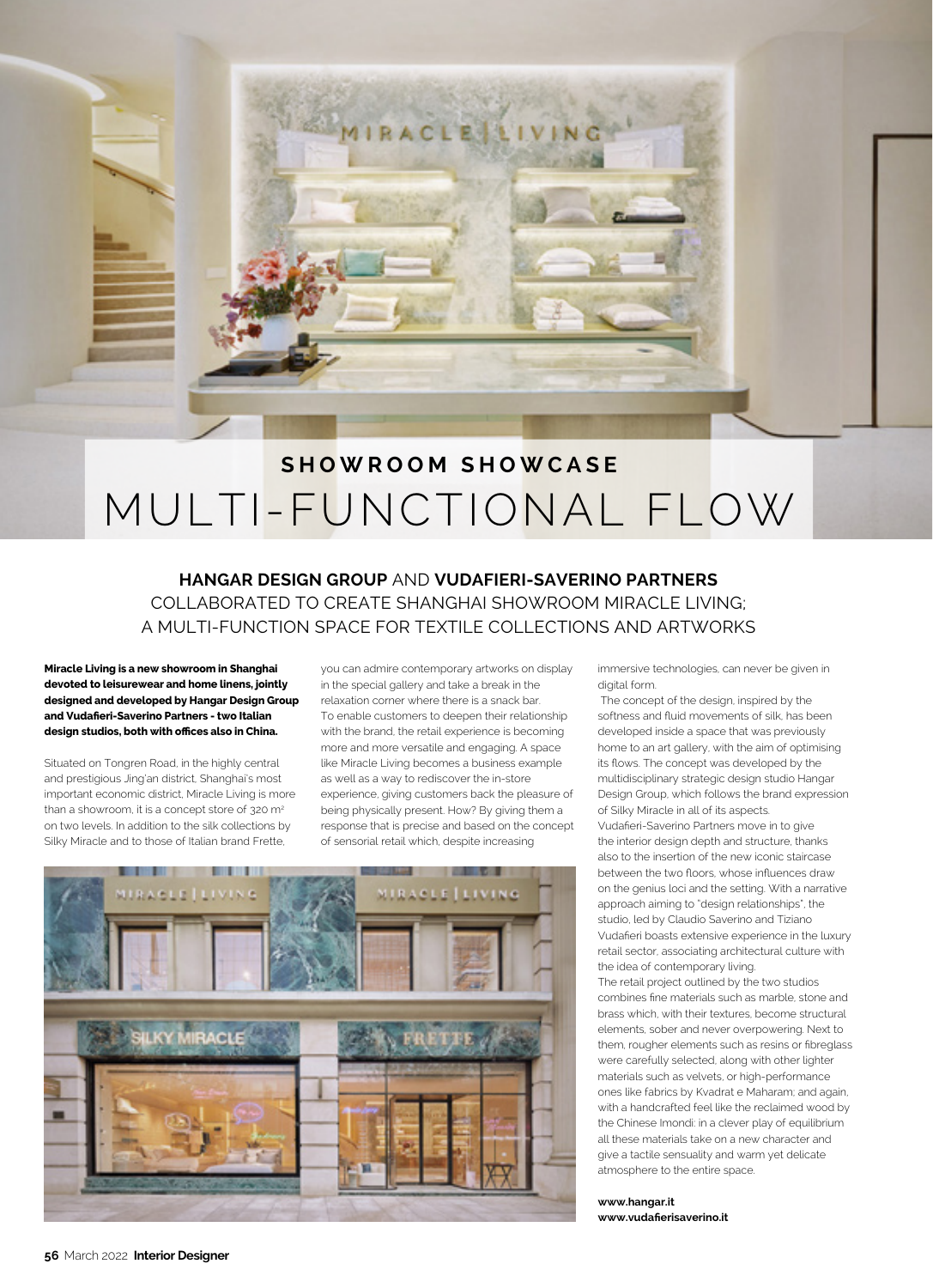### SHOWROOM SHOWCASE

# MULTI-FUNCTIONAL FLOW

## **HANGAR DESIGN GROUP** AND **VUDAFIERI-SAVERINO PARTNERS** COLLABORATED TO CREATE SHANGHAI SHOWROOM MIRACLE LIVING; A MULTI-FUNCTION SPACE FOR TEXTILE COLLECTIONS AND ARTWORKS

**Miracle Living is a new showroom in Shanghai devoted to leisurewear and home linens, jointly designed and developed by Hangar Design Group and Vudafieri-Saverino Partners - two Italian design studios, both with offices also in China.**

Situated on Tongren Road, in the highly central and prestigious Jing'an district, Shanghai's most important economic district, Miracle Living is more than a showroom, it is a concept store of 320 m² on two levels. In addition to the silk collections by Silky Miracle and to those of Italian brand Frette, you can admire contemporary artworks on display in the special gallery and take a break in the relaxation corner where there is a snack bar.

To enable customers to deepen their relationship with the brand, the retail experience is becoming more and more versatile and engaging. A space like Miracle Living becomes a business example as well as a way to rediscover the in-store experience, giving customers back the pleasure of being physically present. How? By giving them a response that is precise and based on the concept of sensorial retail which, despite increasing immersive technologies, can never be given in digital form.

The concept of the design, inspired by the softness and fluid movements of silk, has been developed inside a space that was previously home to an art gallery, with the aim of optimising its flows. The concept was developed by the multidisciplinary strategic design studio Hangar Design Group, which follows the brand expression of Silky Miracle in all of its aspects.

Vudafieri-Saverino Partners move in to give the interior design depth and structure, thanks also to the insertion of the new iconic staircase between the two floors, whose influences draw on the genius loci and the setting. With a narrative approach aiming to "design relationships", the studio, led by Claudio Saverino and Tiziano Vudafieri boasts extensive experience in the luxury retail sector, associating architectural culture with the idea of contemporary living.

The retail project outlined by the two studios combines fine materials such as marble, stone and brass which, with their textures, become structural elements, sober and never overpowering. Next to them, rougher elements such as resins or fibreglass were carefully selected, along with other lighter materials such as velvets, or high-performance ones like fabrics by Kvadrat e Maharam; and again, with a handcrafted feel like the reclaimed wood by the Chinese Imondi: in a clever play of equilibrium all these materials take on a new character and give a tactile sensuality and warm yet delicate atmosphere to the entire space.

**www.hangar.it**
**www.vudafierisaverino.it**